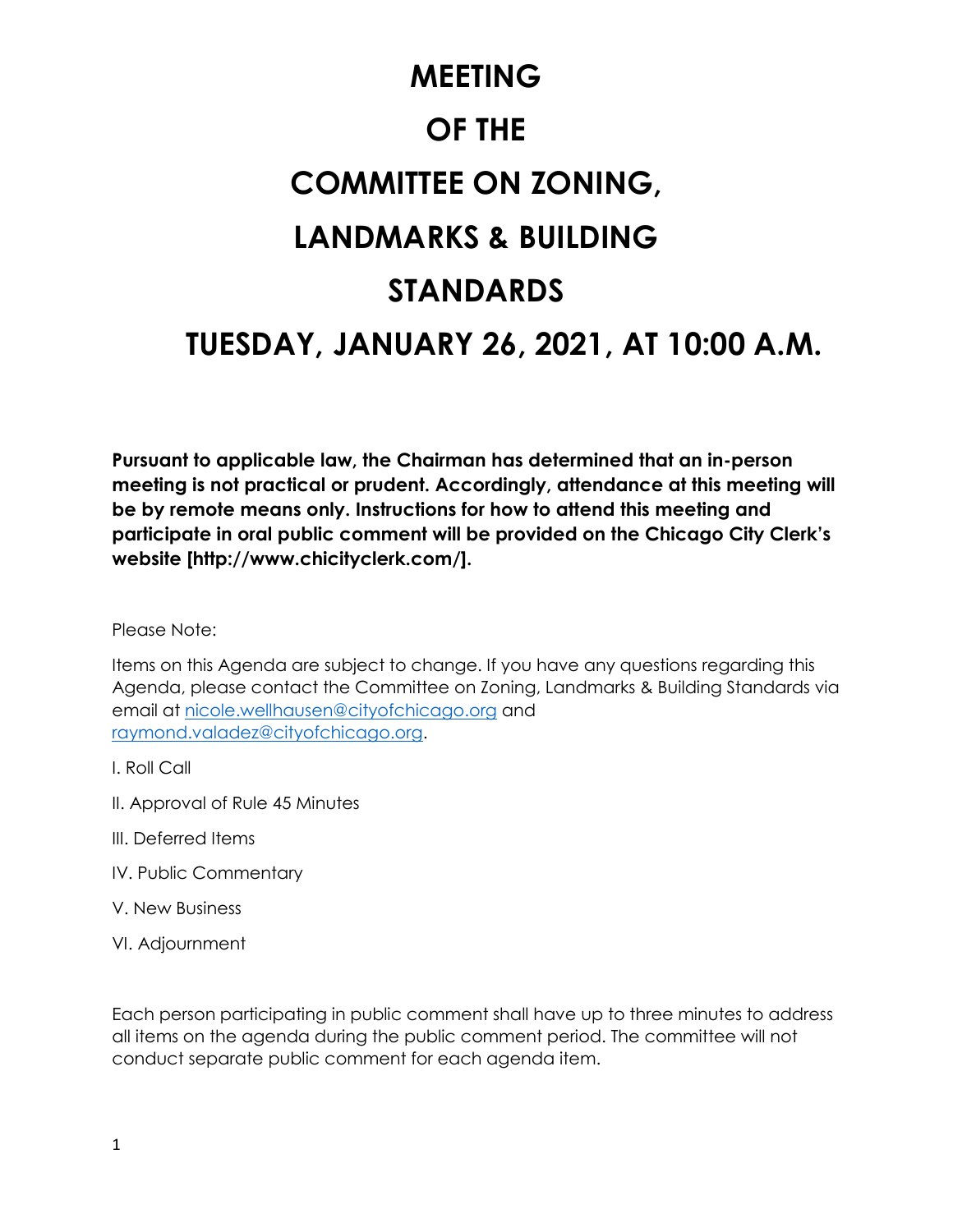# MEETING

# OF THE

# COMMITTEE ON ZONING,

# LANDMARKS & BUILDING

# STANDARDS

# TUESDAY, JANUARY 26, 2021, AT 10:00 A.M.

**Pursuant to applicable law, the Chairman has determined that an in-person meeting is not practical or prudent. Accordingly, attendance at this meeting will be by remote means only. Instructions for how to attend this meeting and participate in oral public comment will be provided on the Chicago City Clerk's website [http://www.chicityclerk.com/].**

Please Note:

Items on this Agenda are subject to change. If you have any questions regarding this Agenda, please contact the Committee on Zoning, Landmarks & Building Standards via email at nicole.wellhausen@cityofchicago.org and raymond.valadez@cityofchicago.org.

I. Roll Call

II. Approval of Rule 45 Minutes

III. Deferred Items

IV. Public Commentary

V. New Business

VI. Adjournment

Each person participating in public comment shall have up to three minutes to address all items on the agenda during the public comment period. The committee will not conduct separate public comment for each agenda item.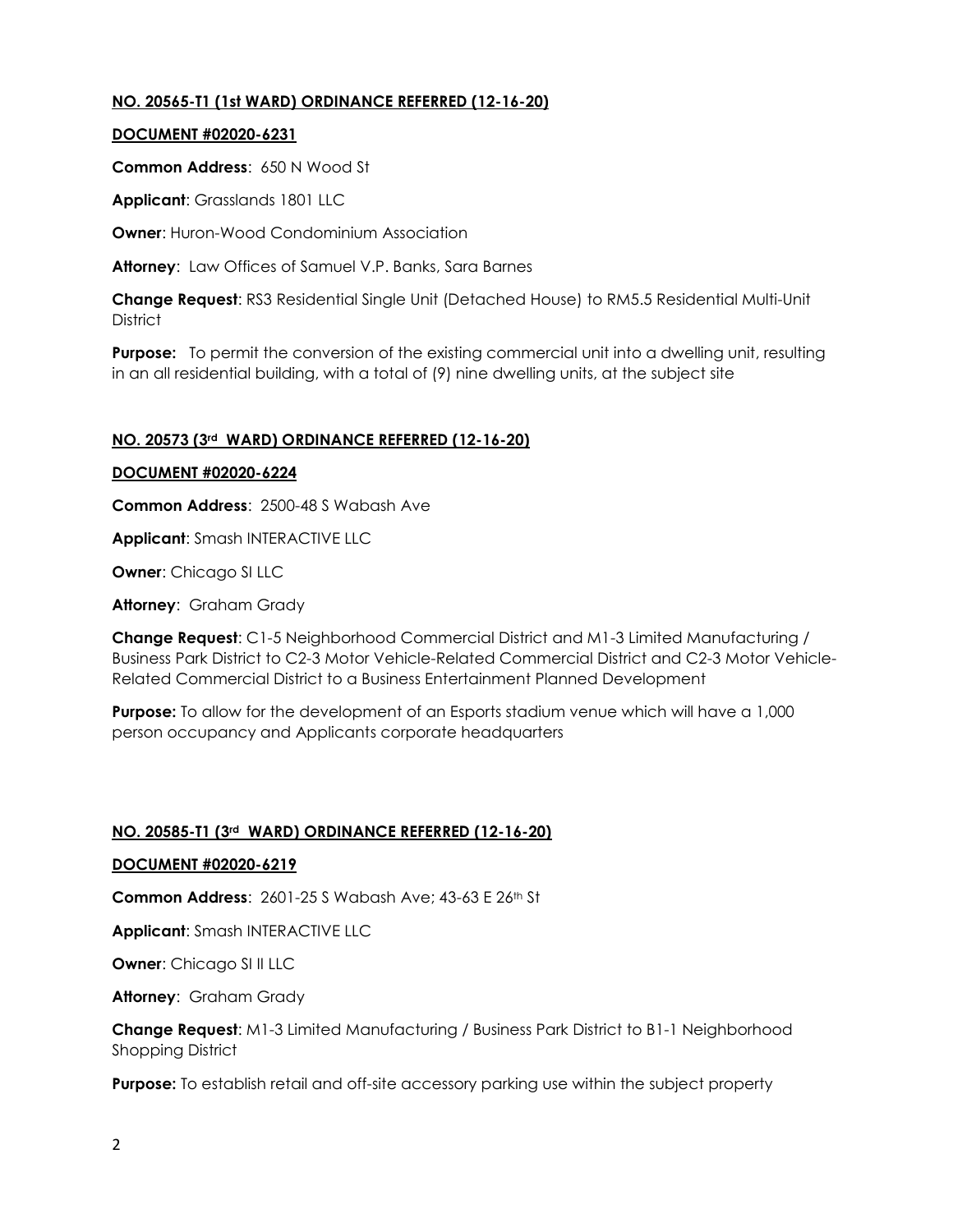**NO. 20565-T1 (1st WARD) ORDINANCE REFERRED (12-16-20)**

**DOCUMENT #02020-6231**

**Common Address**: 650 N Wood St

**Applicant**: Grasslands 1801 LLC

**Owner**: Huron-Wood Condominium Association

**Attorney**: Law Offices of Samuel V.P. Banks, Sara Barnes

**Change Request**: RS3 Residential Single Unit (Detached House) to RM5.5 Residential Multi-Unit District

**Purpose:** To permit the conversion of the existing commercial unit into a dwelling unit, resulting in an all residential building, with a total of (9) nine dwelling units, at the subject site

**NO. 20573 (3rd WARD) ORDINANCE REFERRED (12-16-20)**

**DOCUMENT #02020-6224**

**Common Address**: 2500-48 S Wabash Ave

**Applicant**: Smash INTERACTIVE LLC

**Owner**: Chicago SI LLC

**Attorney**: Graham Grady

**Change Request**: C1-5 Neighborhood Commercial District and M1-3 Limited Manufacturing / Business Park District to C2-3 Motor Vehicle-Related Commercial District and C2-3 Motor Vehicle-Related Commercial District to a Business Entertainment Planned Development

**Purpose:** To allow for the development of an Esports stadium venue which will have a 1,000 person occupancy and Applicants corporate headquarters

**NO. 20585-T1 (3rd WARD) ORDINANCE REFERRED (12-16-20)**

**DOCUMENT #02020-6219**

**Common Address**: 2601-25 S Wabash Ave; 43-63 E 26th St

**Applicant**: Smash INTERACTIVE LLC

**Owner**: Chicago SI II LLC

**Attorney**: Graham Grady

**Change Request**: M1-3 Limited Manufacturing / Business Park District to B1-1 Neighborhood Shopping District

**Purpose:** To establish retail and off-site accessory parking use within the subject property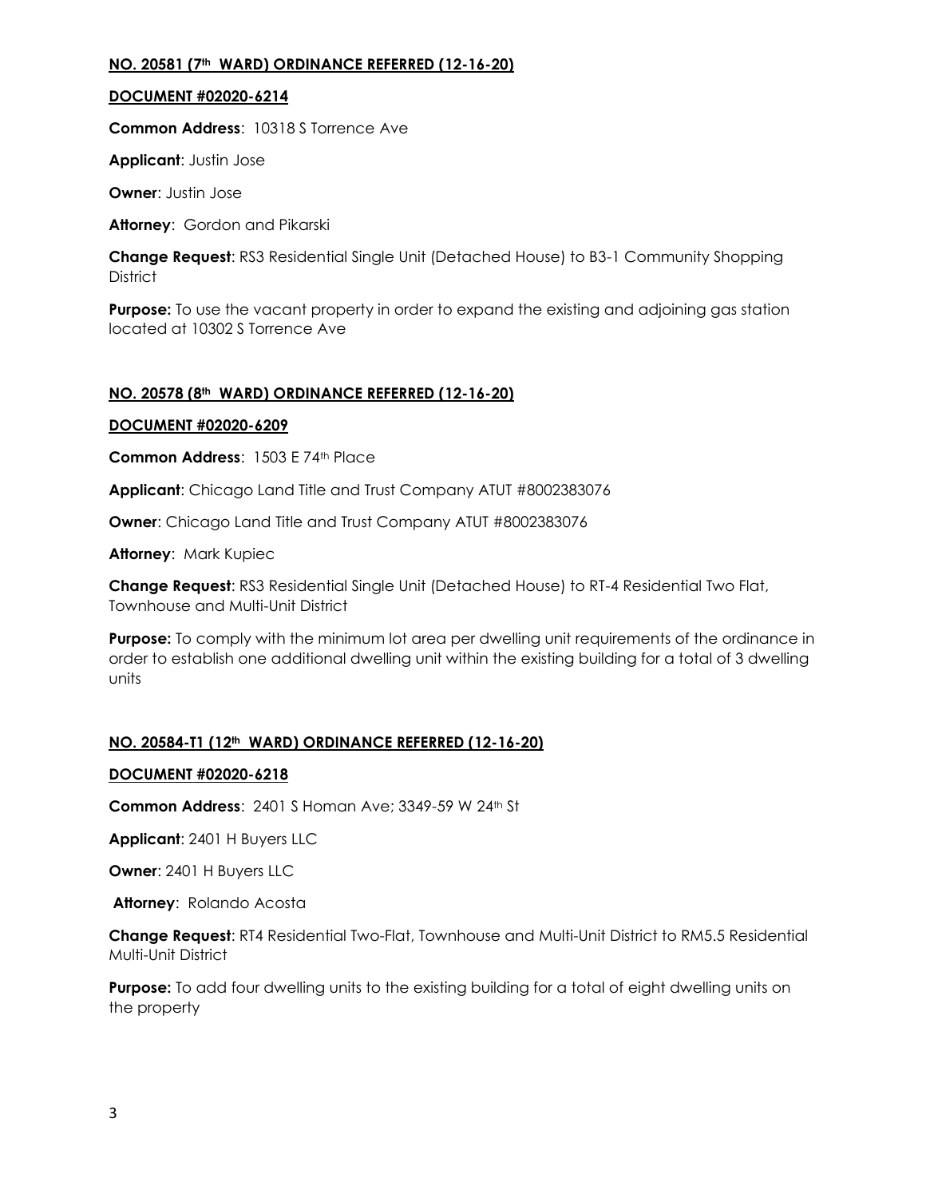**NO. 20581 (7th WARD) ORDINANCE REFERRED (12-16-20)**

**DOCUMENT #02020-6214**

**Common Address**: 10318 S Torrence Ave

**Applicant**: Justin Jose

**Owner**: Justin Jose

**Attorney**: Gordon and Pikarski

**Change Request**: RS3 Residential Single Unit (Detached House) to B3-1 Community Shopping District

**Purpose:** To use the vacant property in order to expand the existing and adjoining gas station located at 10302 S Torrence Ave

**NO. 20578 (8th WARD) ORDINANCE REFERRED (12-16-20)**

**DOCUMENT #02020-6209**

**Common Address**: 1503 E 74th Place

**Applicant**: Chicago Land Title and Trust Company ATUT #8002383076

**Owner**: Chicago Land Title and Trust Company ATUT #8002383076

**Attorney**: Mark Kupiec

**Change Request**: RS3 Residential Single Unit (Detached House) to RT-4 Residential Two Flat, Townhouse and Multi-Unit District

**Purpose:** To comply with the minimum lot area per dwelling unit requirements of the ordinance in order to establish one additional dwelling unit within the existing building for a total of 3 dwelling units

**NO. 20584-T1 (12th WARD) ORDINANCE REFERRED (12-16-20)**

**DOCUMENT #02020-6218**

**Common Address**: 2401 S Homan Ave; 3349-59 W 24th St

**Applicant**: 2401 H Buyers LLC

**Owner**: 2401 H Buyers LLC

**Attorney**: Rolando Acosta

**Change Request**: RT4 Residential Two-Flat, Townhouse and Multi-Unit District to RM5.5 Residential Multi-Unit District

**Purpose:** To add four dwelling units to the existing building for a total of eight dwelling units on the property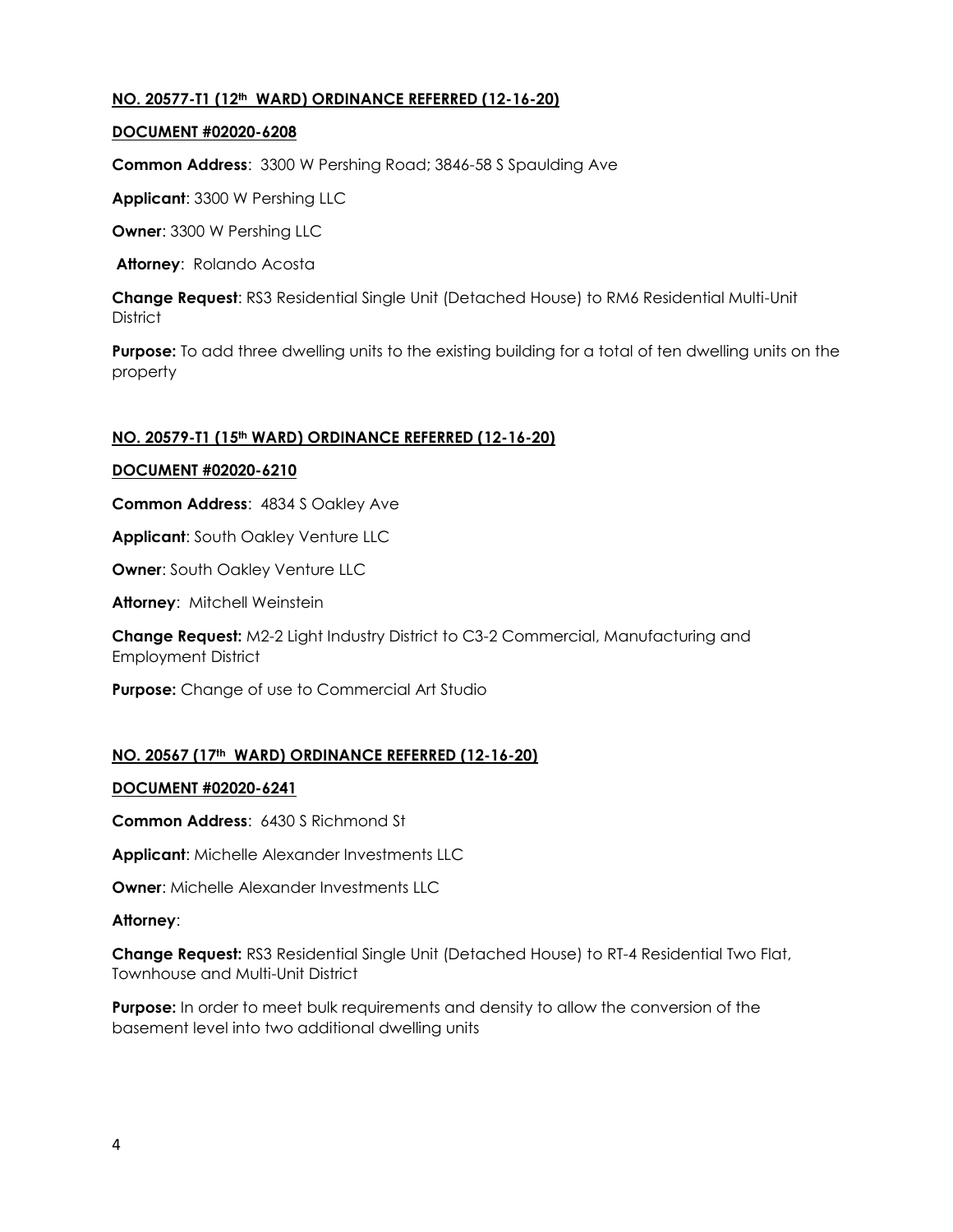**NO. 20577-T1 (12th WARD) ORDINANCE REFERRED (12-16-20)**

**DOCUMENT #02020-6208**

**Common Address**: 3300 W Pershing Road; 3846-58 S Spaulding Ave

**Applicant**: 3300 W Pershing LLC

**Owner**: 3300 W Pershing LLC

**Attorney**: Rolando Acosta

**Change Request**: RS3 Residential Single Unit (Detached House) to RM6 Residential Multi-Unit District

**Purpose:** To add three dwelling units to the existing building for a total of ten dwelling units on the property

**NO. 20579-T1 (15th WARD) ORDINANCE REFERRED (12-16-20)**

**DOCUMENT #02020-6210**

**Common Address**: 4834 S Oakley Ave

**Applicant**: South Oakley Venture LLC

**Owner**: South Oakley Venture LLC

**Attorney**: Mitchell Weinstein

**Change Request:** M2-2 Light Industry District to C3-2 Commercial, Manufacturing and Employment District

**Purpose:** Change of use to Commercial Art Studio

**NO. 20567 (17th WARD) ORDINANCE REFERRED (12-16-20)**

**DOCUMENT #02020-6241**

**Common Address**: 6430 S Richmond St

**Applicant**: Michelle Alexander Investments LLC

**Owner**: Michelle Alexander Investments LLC

**Attorney**:

**Change Request:** RS3 Residential Single Unit (Detached House) to RT-4 Residential Two Flat, Townhouse and Multi-Unit District

**Purpose:** In order to meet bulk requirements and density to allow the conversion of the basement level into two additional dwelling units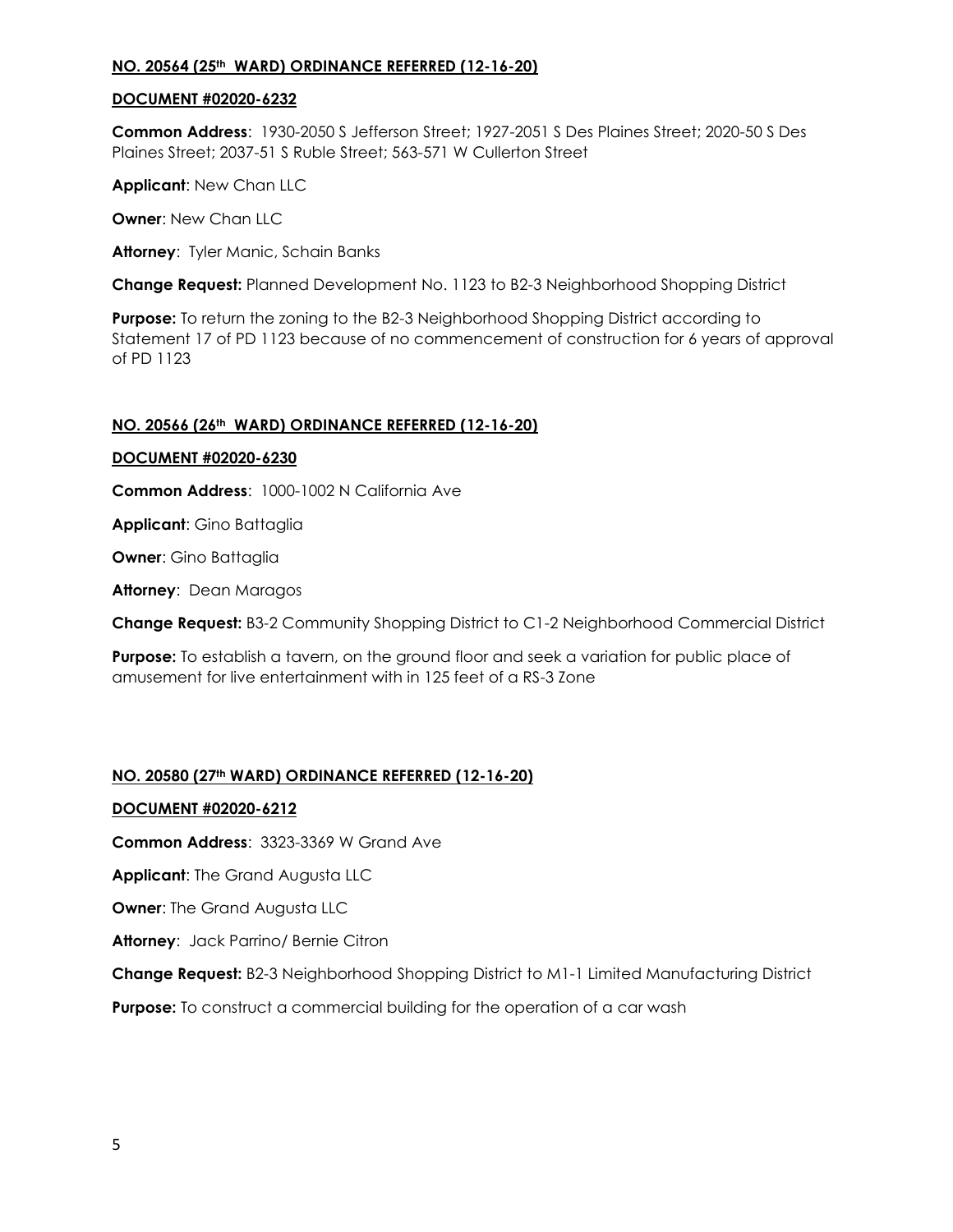**NO. 20564 (25th WARD) ORDINANCE REFERRED (12-16-20)**

**DOCUMENT #02020-6232**

**Common Address**: 1930-2050 S Jefferson Street; 1927-2051 S Des Plaines Street; 2020-50 S Des Plaines Street; 2037-51 S Ruble Street; 563-571 W Cullerton Street

**Applicant**: New Chan LLC

**Owner**: New Chan LLC

**Attorney**: Tyler Manic, Schain Banks

**Change Request:** Planned Development No. 1123 to B2-3 Neighborhood Shopping District

**Purpose:** To return the zoning to the B2-3 Neighborhood Shopping District according to Statement 17 of PD 1123 because of no commencement of construction for 6 years of approval of PD 1123

**NO. 20566 (26th WARD) ORDINANCE REFERRED (12-16-20)**

**DOCUMENT #02020-6230**

**Common Address**: 1000-1002 N California Ave

**Applicant**: Gino Battaglia

**Owner**: Gino Battaglia

**Attorney**: Dean Maragos

**Change Request:** B3-2 Community Shopping District to C1-2 Neighborhood Commercial District

**Purpose:** To establish a tavern, on the ground floor and seek a variation for public place of amusement for live entertainment with in 125 feet of a RS-3 Zone

**NO. 20580 (27th WARD) ORDINANCE REFERRED (12-16-20)**

**DOCUMENT #02020-6212**

**Common Address**: 3323-3369 W Grand Ave

**Applicant**: The Grand Augusta LLC

**Owner**: The Grand Augusta LLC

**Attorney**: Jack Parrino/ Bernie Citron

**Change Request:** B2-3 Neighborhood Shopping District to M1-1 Limited Manufacturing District

**Purpose:** To construct a commercial building for the operation of a car wash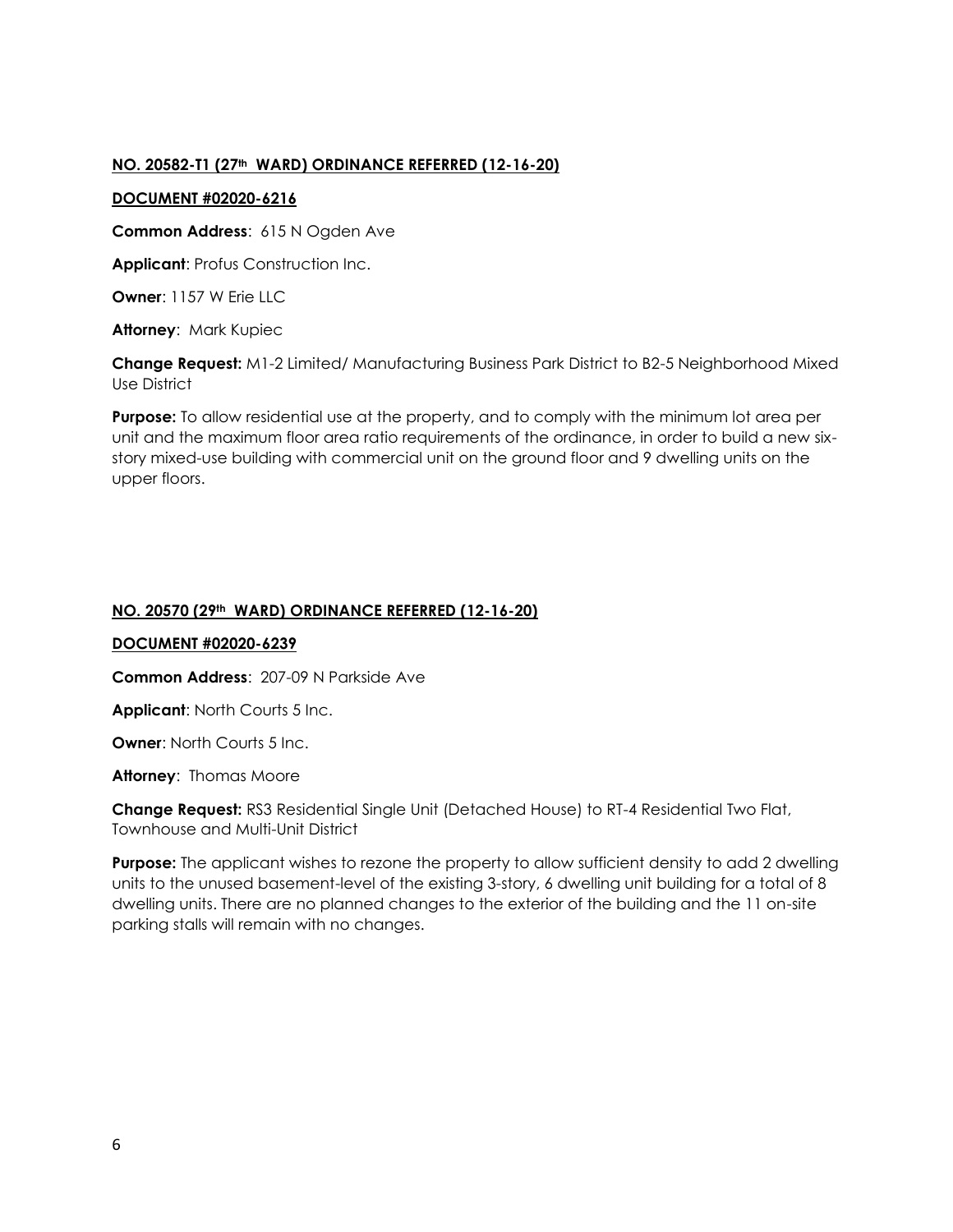**NO. 20582-T1 (27th WARD) ORDINANCE REFERRED (12-16-20)**

**DOCUMENT #02020-6216**

**Common Address**: 615 N Ogden Ave

**Applicant**: Profus Construction Inc.

**Owner**: 1157 W Erie LLC

**Attorney**: Mark Kupiec

**Change Request:** M1-2 Limited/ Manufacturing Business Park District to B2-5 Neighborhood Mixed Use District

**Purpose:** To allow residential use at the property, and to comply with the minimum lot area per unit and the maximum floor area ratio requirements of the ordinance, in order to build a new six-story mixed-use building with commercial unit on the ground floor and 9 dwelling units on the upper floors.

**NO. 20570 (29th WARD) ORDINANCE REFERRED (12-16-20)**

**DOCUMENT #02020-6239**

**Common Address**: 207-09 N Parkside Ave

**Applicant**: North Courts 5 Inc.

**Owner**: North Courts 5 Inc.

**Attorney**: Thomas Moore

**Change Request:** RS3 Residential Single Unit (Detached House) to RT-4 Residential Two Flat, Townhouse and Multi-Unit District

**Purpose:** The applicant wishes to rezone the property to allow sufficient density to add 2 dwelling units to the unused basement-level of the existing 3-story, 6 dwelling unit building for a total of 8 dwelling units. There are no planned changes to the exterior of the building and the 11 on-site parking stalls will remain with no changes.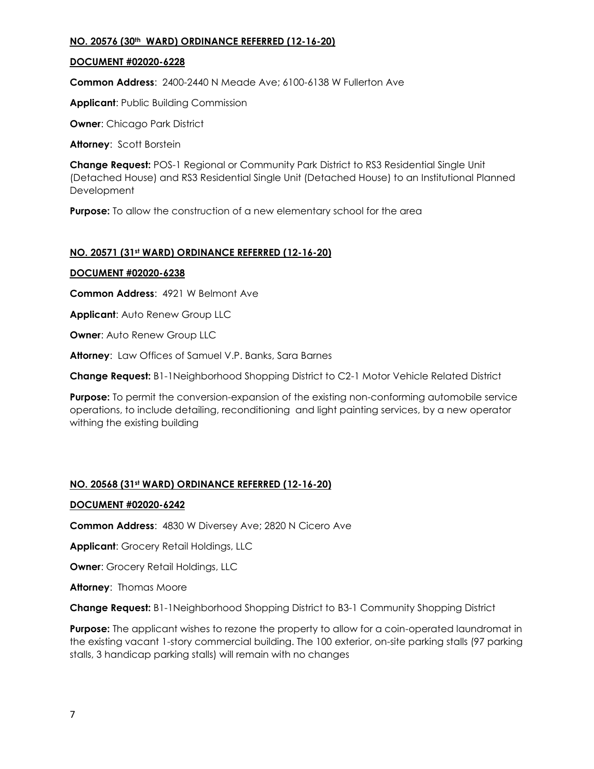**NO. 20576 (30th WARD) ORDINANCE REFERRED (12-16-20)**

**DOCUMENT #02020-6228**

**Common Address**: 2400-2440 N Meade Ave; 6100-6138 W Fullerton Ave

**Applicant**: Public Building Commission

**Owner**: Chicago Park District

**Attorney**: Scott Borstein

**Change Request:** POS-1 Regional or Community Park District to RS3 Residential Single Unit (Detached House) and RS3 Residential Single Unit (Detached House) to an Institutional Planned Development

**Purpose:** To allow the construction of a new elementary school for the area

**NO. 20571 (31st WARD) ORDINANCE REFERRED (12-16-20)**

**DOCUMENT #02020-6238**

**Common Address**: 4921 W Belmont Ave

**Applicant**: Auto Renew Group LLC

**Owner**: Auto Renew Group LLC

**Attorney**: Law Offices of Samuel V.P. Banks, Sara Barnes

**Change Request:** B1-1Neighborhood Shopping District to C2-1 Motor Vehicle Related District

**Purpose:** To permit the conversion-expansion of the existing non-conforming automobile service operations, to include detailing, reconditioning and light painting services, by a new operator withing the existing building

**NO. 20568 (31st WARD) ORDINANCE REFERRED (12-16-20)**

**DOCUMENT #02020-6242**

**Common Address**: 4830 W Diversey Ave; 2820 N Cicero Ave

**Applicant**: Grocery Retail Holdings, LLC

**Owner**: Grocery Retail Holdings, LLC

**Attorney**: Thomas Moore

**Change Request:** B1-1Neighborhood Shopping District to B3-1 Community Shopping District

**Purpose:** The applicant wishes to rezone the property to allow for a coin-operated laundromat in the existing vacant 1-story commercial building. The 100 exterior, on-site parking stalls (97 parking stalls, 3 handicap parking stalls) will remain with no changes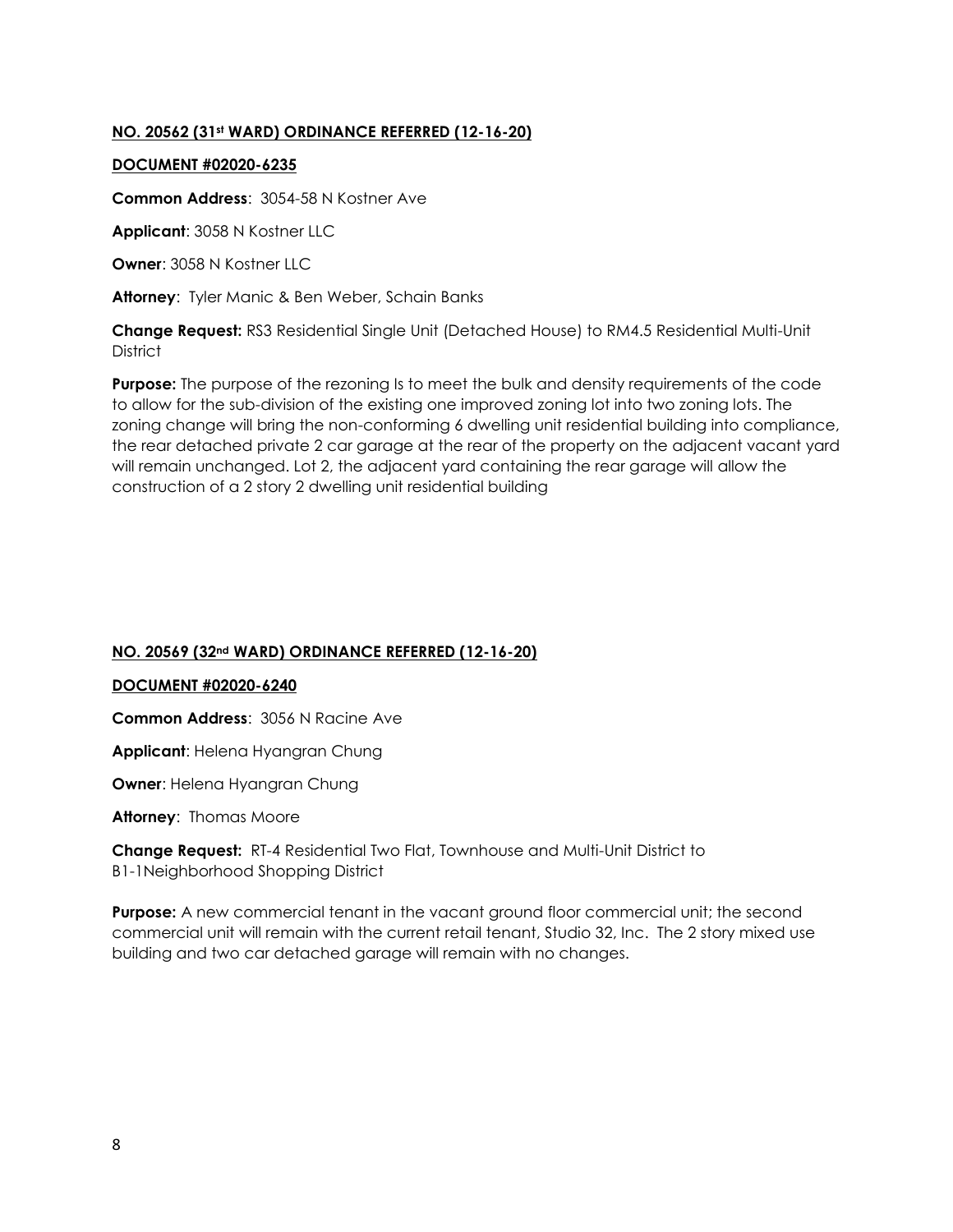**NO. 20562 (31st WARD) ORDINANCE REFERRED (12-16-20)**

**DOCUMENT #02020-6235**

**Common Address**: 3054-58 N Kostner Ave

**Applicant**: 3058 N Kostner LLC

**Owner**: 3058 N Kostner LLC

**Attorney**: Tyler Manic & Ben Weber, Schain Banks

**Change Request:** RS3 Residential Single Unit (Detached House) to RM4.5 Residential Multi-Unit District

**Purpose:** The purpose of the rezoning Is to meet the bulk and density requirements of the code to allow for the sub-division of the existing one improved zoning lot into two zoning lots. The zoning change will bring the non-conforming 6 dwelling unit residential building into compliance, the rear detached private 2 car garage at the rear of the property on the adjacent vacant yard will remain unchanged. Lot 2, the adjacent yard containing the rear garage will allow the construction of a 2 story 2 dwelling unit residential building

**NO. 20569 (32nd WARD) ORDINANCE REFERRED (12-16-20)**

**DOCUMENT #02020-6240**

**Common Address**: 3056 N Racine Ave

**Applicant**: Helena Hyangran Chung

**Owner**: Helena Hyangran Chung

**Attorney**: Thomas Moore

**Change Request:** RT-4 Residential Two Flat, Townhouse and Multi-Unit District to B1-1Neighborhood Shopping District

**Purpose:** A new commercial tenant in the vacant ground floor commercial unit; the second commercial unit will remain with the current retail tenant, Studio 32, Inc. The 2 story mixed use building and two car detached garage will remain with no changes.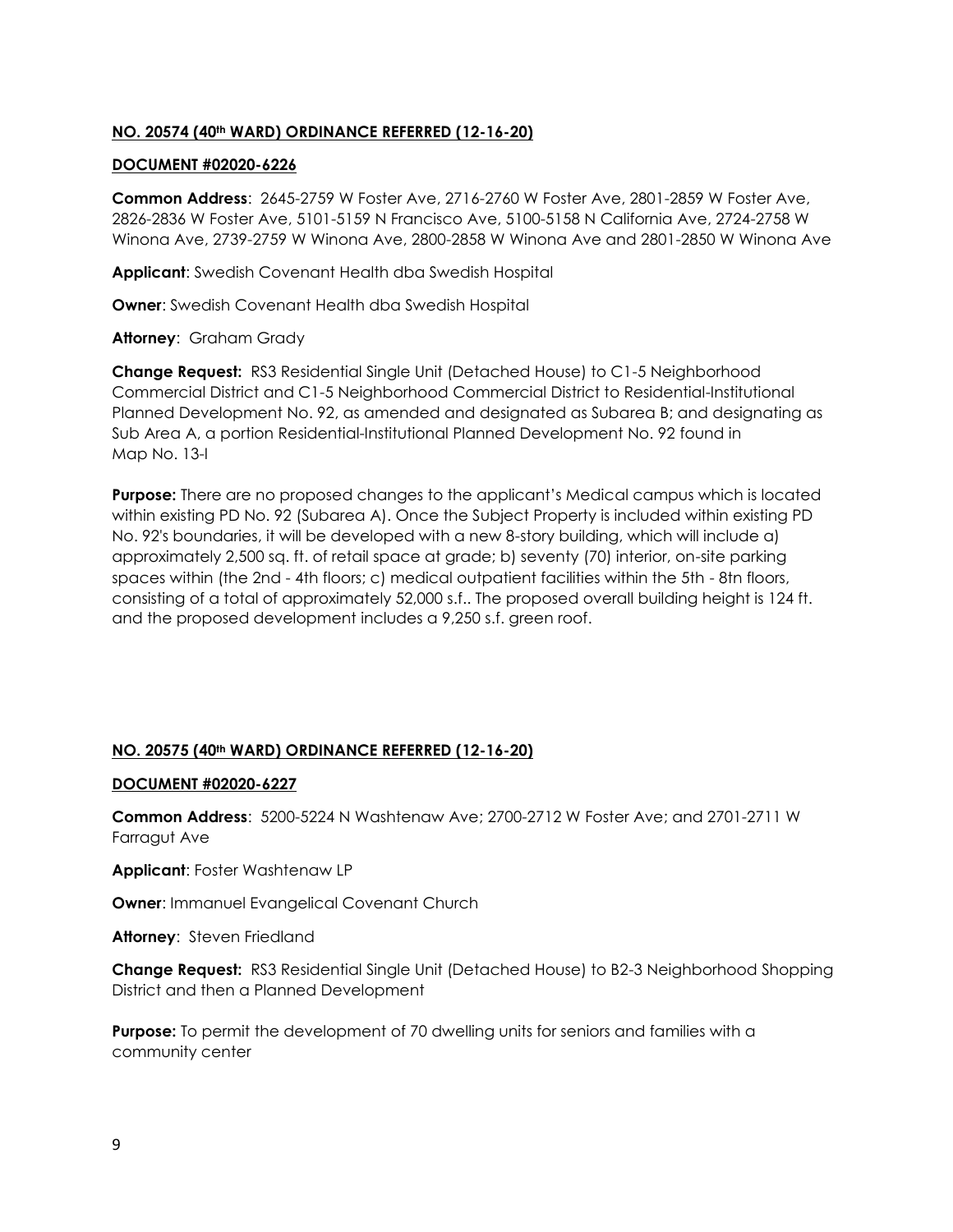**NO. 20574 (40th WARD) ORDINANCE REFERRED (12-16-20)**

**DOCUMENT #02020-6226**

**Common Address**: 2645-2759 W Foster Ave, 2716-2760 W Foster Ave, 2801-2859 W Foster Ave, 2826-2836 W Foster Ave, 5101-5159 N Francisco Ave, 5100-5158 N California Ave, 2724-2758 W Winona Ave, 2739-2759 W Winona Ave, 2800-2858 W Winona Ave and 2801-2850 W Winona Ave

**Applicant**: Swedish Covenant Health dba Swedish Hospital

**Owner**: Swedish Covenant Health dba Swedish Hospital

**Attorney**: Graham Grady

**Change Request:** RS3 Residential Single Unit (Detached House) to C1-5 Neighborhood Commercial District and C1-5 Neighborhood Commercial District to Residential-Institutional Planned Development No. 92, as amended and designated as Subarea B; and designating as Sub Area A, a portion Residential-Institutional Planned Development No. 92 found in Map No. 13-I

**Purpose:** There are no proposed changes to the applicant's Medical campus which is located within existing PD No. 92 (Subarea A). Once the Subject Property is included within existing PD No. 92's boundaries, it will be developed with a new 8-story building, which will include a) approximately 2,500 sq. ft. of retail space at grade; b) seventy (70) interior, on-site parking spaces within (the 2nd - 4th floors; c) medical outpatient facilities within the 5th - 8tn floors, consisting of a total of approximately 52,000 s.f.. The proposed overall building height is 124 ft. and the proposed development includes a 9,250 s.f. green roof.

**NO. 20575 (40th WARD) ORDINANCE REFERRED (12-16-20)**

**DOCUMENT #02020-6227**

**Common Address**: 5200-5224 N Washtenaw Ave; 2700-2712 W Foster Ave; and 2701-2711 W Farragut Ave

**Applicant**: Foster Washtenaw LP

**Owner**: Immanuel Evangelical Covenant Church

**Attorney**: Steven Friedland

**Change Request:** RS3 Residential Single Unit (Detached House) to B2-3 Neighborhood Shopping District and then a Planned Development

**Purpose:** To permit the development of 70 dwelling units for seniors and families with a community center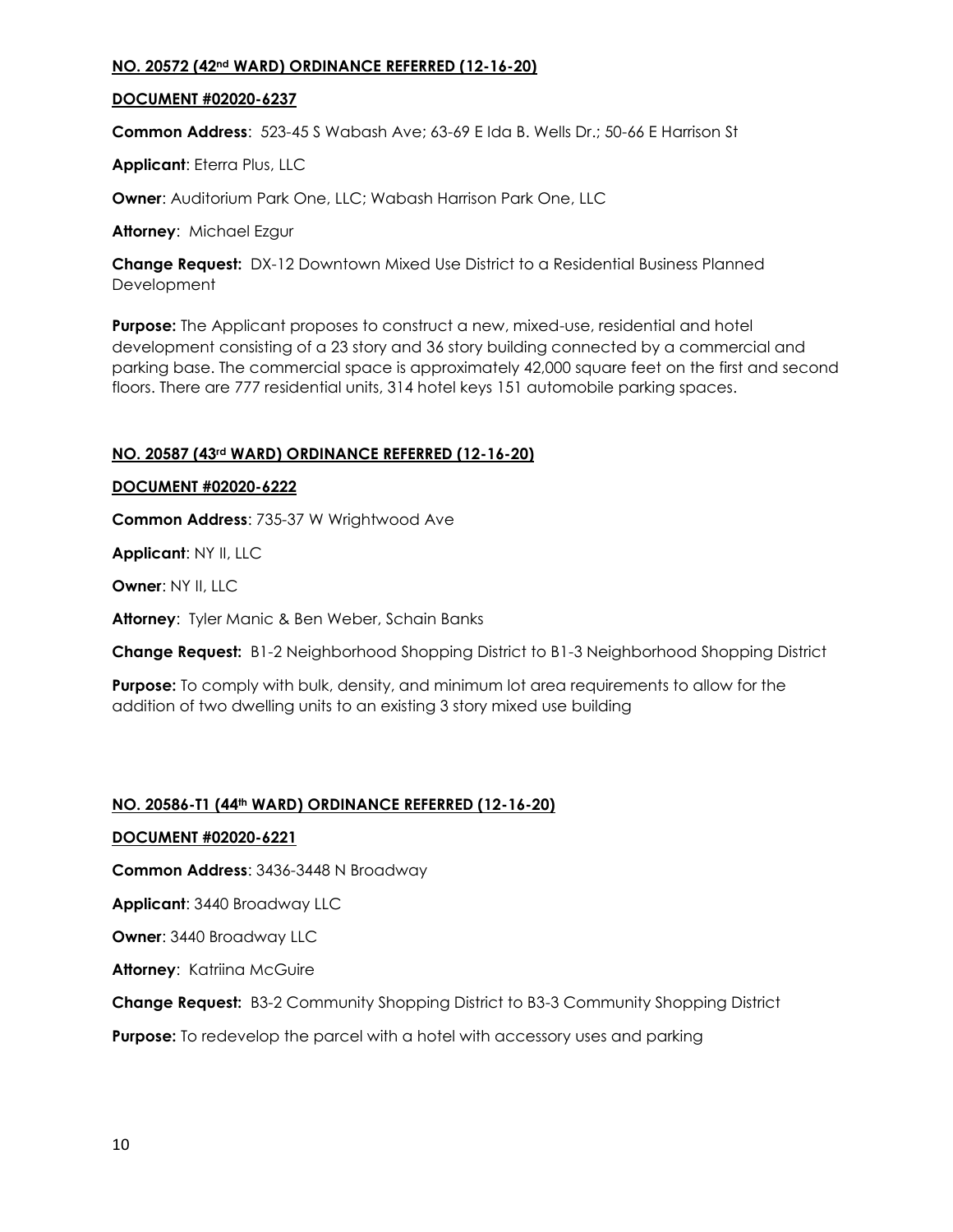**NO. 20572 (42nd WARD) ORDINANCE REFERRED (12-16-20)**

**DOCUMENT #02020-6237**

**Common Address**: 523-45 S Wabash Ave; 63-69 E Ida B. Wells Dr.; 50-66 E Harrison St

**Applicant**: Eterra Plus, LLC

**Owner**: Auditorium Park One, LLC; Wabash Harrison Park One, LLC

**Attorney**: Michael Ezgur

**Change Request:** DX-12 Downtown Mixed Use District to a Residential Business Planned Development

**Purpose:** The Applicant proposes to construct a new, mixed-use, residential and hotel development consisting of a 23 story and 36 story building connected by a commercial and parking base. The commercial space is approximately 42,000 square feet on the first and second floors. There are 777 residential units, 314 hotel keys 151 automobile parking spaces.

**NO. 20587 (43rd WARD) ORDINANCE REFERRED (12-16-20)**

**DOCUMENT #02020-6222**

**Common Address**: 735-37 W Wrightwood Ave

**Applicant**: NY II, LLC

**Owner**: NY II, LLC

**Attorney**: Tyler Manic & Ben Weber, Schain Banks

**Change Request:** B1-2 Neighborhood Shopping District to B1-3 Neighborhood Shopping District

**Purpose:** To comply with bulk, density, and minimum lot area requirements to allow for the addition of two dwelling units to an existing 3 story mixed use building

**NO. 20586-T1 (44th WARD) ORDINANCE REFERRED (12-16-20)**

**DOCUMENT #02020-6221**

**Common Address**: 3436-3448 N Broadway

**Applicant**: 3440 Broadway LLC

**Owner**: 3440 Broadway LLC

**Attorney**: Katriina McGuire

**Change Request:** B3-2 Community Shopping District to B3-3 Community Shopping District

**Purpose:** To redevelop the parcel with a hotel with accessory uses and parking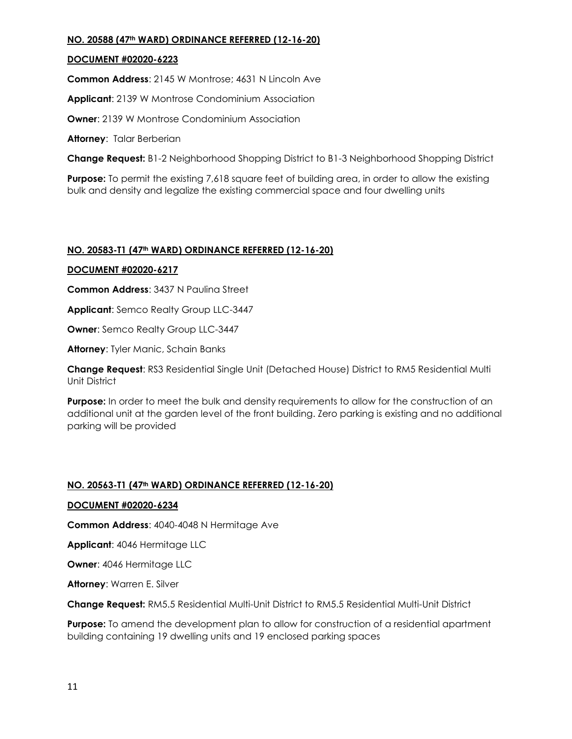**NO. 20588 (47th WARD) ORDINANCE REFERRED (12-16-20)**

**DOCUMENT #02020-6223**

**Common Address**: 2145 W Montrose; 4631 N Lincoln Ave

**Applicant**: 2139 W Montrose Condominium Association

**Owner**: 2139 W Montrose Condominium Association

**Attorney**: Talar Berberian

**Change Request:** B1-2 Neighborhood Shopping District to B1-3 Neighborhood Shopping District

**Purpose:** To permit the existing 7,618 square feet of building area, in order to allow the existing bulk and density and legalize the existing commercial space and four dwelling units

**NO. 20583-T1 (47th WARD) ORDINANCE REFERRED (12-16-20)**

**DOCUMENT #02020-6217**

**Common Address**: 3437 N Paulina Street

**Applicant**: Semco Realty Group LLC-3447

**Owner**: Semco Realty Group LLC-3447

**Attorney**: Tyler Manic, Schain Banks

**Change Request**: RS3 Residential Single Unit (Detached House) District to RM5 Residential Multi Unit District

**Purpose:** In order to meet the bulk and density requirements to allow for the construction of an additional unit at the garden level of the front building. Zero parking is existing and no additional parking will be provided

**NO. 20563-T1 (47th WARD) ORDINANCE REFERRED (12-16-20)**

**DOCUMENT #02020-6234**

**Common Address**: 4040-4048 N Hermitage Ave

**Applicant**: 4046 Hermitage LLC

**Owner**: 4046 Hermitage LLC

**Attorney**: Warren E. Silver

**Change Request:** RM5.5 Residential Multi-Unit District to RM5.5 Residential Multi-Unit District

**Purpose:** To amend the development plan to allow for construction of a residential apartment building containing 19 dwelling units and 19 enclosed parking spaces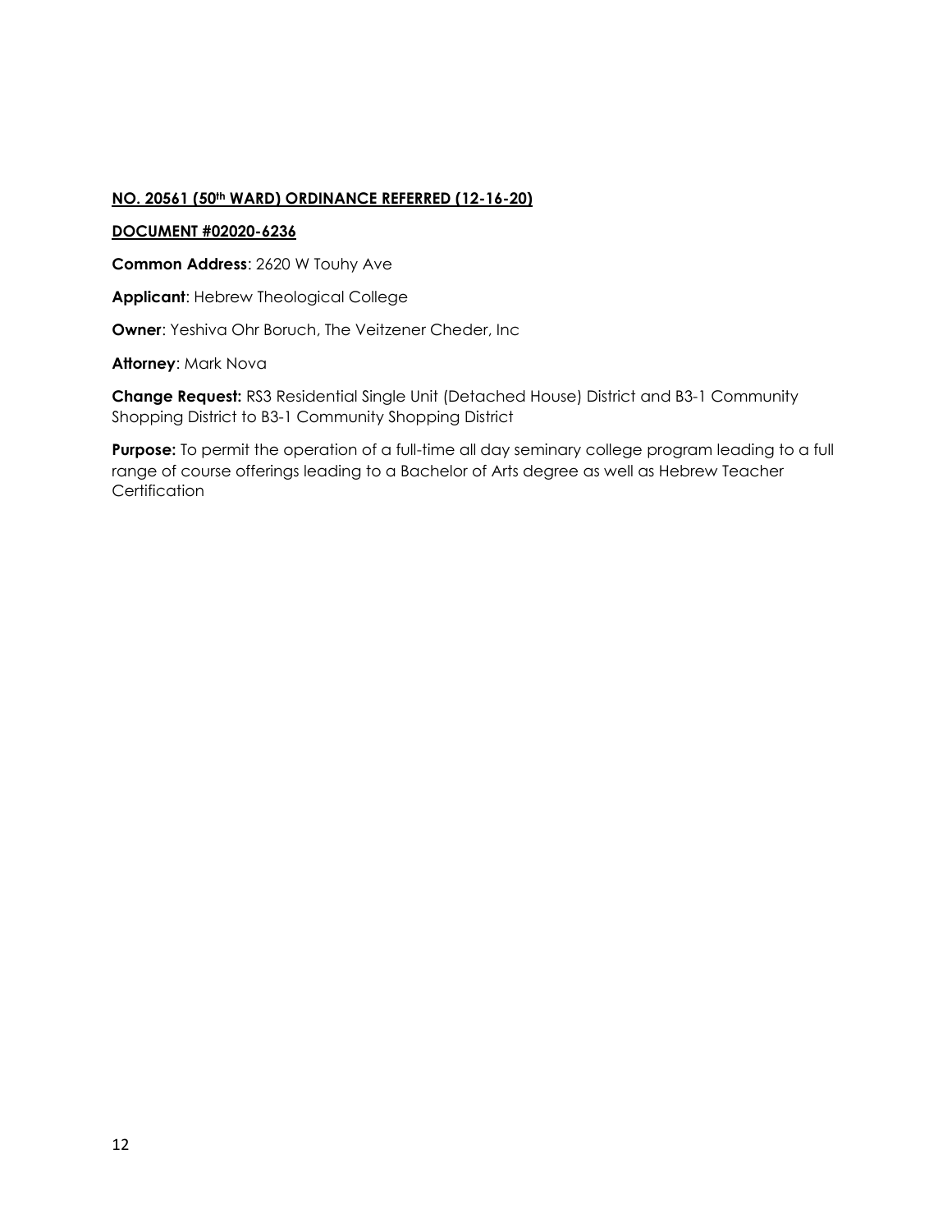**NO. 20561 (50th WARD) ORDINANCE REFERRED (12-16-20)**

**DOCUMENT #02020-6236**

**Common Address**: 2620 W Touhy Ave

**Applicant**: Hebrew Theological College

**Owner**: Yeshiva Ohr Boruch, The Veitzener Cheder, Inc

**Attorney**: Mark Nova

**Change Request:** RS3 Residential Single Unit (Detached House) District and B3-1 Community Shopping District to B3-1 Community Shopping District

**Purpose:** To permit the operation of a full-time all day seminary college program leading to a full range of course offerings leading to a Bachelor of Arts degree as well as Hebrew Teacher Certification